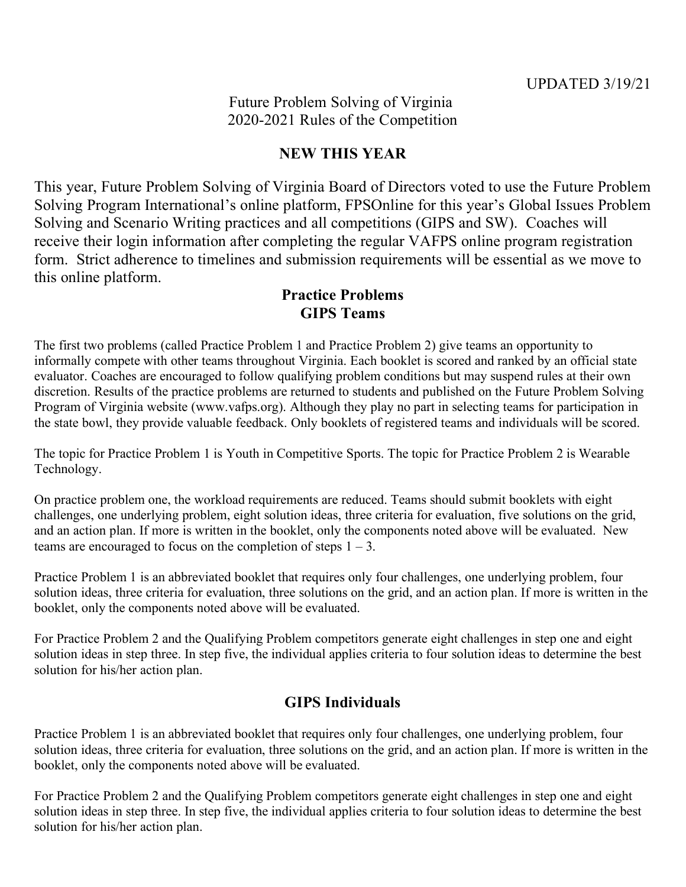UPDATED 3/19/21

# Future Problem Solving of Virginia
# 2020-2021 Rules of the Competition

## NEW THIS YEAR

This year, Future Problem Solving of Virginia Board of Directors voted to use the Future Problem Solving Program International's online platform, FPSOnline for this year's Global Issues Problem Solving and Scenario Writing practices and all competitions (GIPS and SW). Coaches will receive their login information after completing the regular VAFPS online program registration form. Strict adherence to timelines and submission requirements will be essential as we move to this online platform.

## Practice Problems
## GIPS Teams

The first two problems (called Practice Problem 1 and Practice Problem 2) give teams an opportunity to informally compete with other teams throughout Virginia. Each booklet is scored and ranked by an official state evaluator. Coaches are encouraged to follow qualifying problem conditions but may suspend rules at their own discretion. Results of the practice problems are returned to students and published on the Future Problem Solving Program of Virginia website (www.vafps.org). Although they play no part in selecting teams for participation in the state bowl, they provide valuable feedback. Only booklets of registered teams and individuals will be scored.

The topic for Practice Problem 1 is Youth in Competitive Sports. The topic for Practice Problem 2 is Wearable Technology.

On practice problem one, the workload requirements are reduced. Teams should submit booklets with eight challenges, one underlying problem, eight solution ideas, three criteria for evaluation, five solutions on the grid, and an action plan. If more is written in the booklet, only the components noted above will be evaluated. New teams are encouraged to focus on the completion of steps 1 – 3.

Practice Problem 1 is an abbreviated booklet that requires only four challenges, one underlying problem, four solution ideas, three criteria for evaluation, three solutions on the grid, and an action plan. If more is written in the booklet, only the components noted above will be evaluated.

For Practice Problem 2 and the Qualifying Problem competitors generate eight challenges in step one and eight solution ideas in step three. In step five, the individual applies criteria to four solution ideas to determine the best solution for his/her action plan.

## GIPS Individuals

Practice Problem 1 is an abbreviated booklet that requires only four challenges, one underlying problem, four solution ideas, three criteria for evaluation, three solutions on the grid, and an action plan. If more is written in the booklet, only the components noted above will be evaluated.

For Practice Problem 2 and the Qualifying Problem competitors generate eight challenges in step one and eight solution ideas in step three. In step five, the individual applies criteria to four solution ideas to determine the best solution for his/her action plan.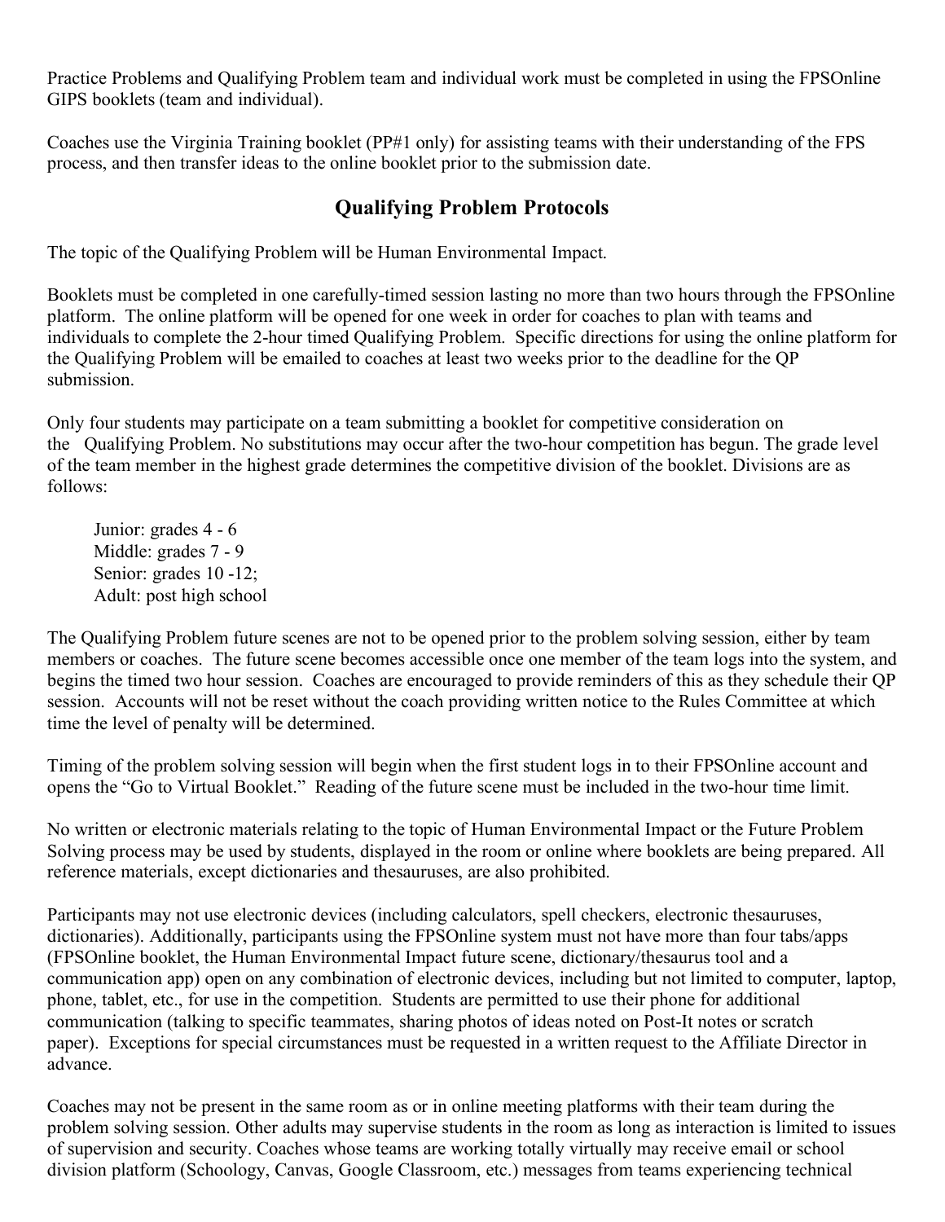Practice Problems and Qualifying Problem team and individual work must be completed in using the FPSOnline GIPS booklets (team and individual).

Coaches use the Virginia Training booklet (PP#1 only) for assisting teams with their understanding of the FPS process, and then transfer ideas to the online booklet prior to the submission date.

## Qualifying Problem Protocols

The topic of the Qualifying Problem will be Human Environmental Impact.

Booklets must be completed in one carefully-timed session lasting no more than two hours through the FPSOnline platform. The online platform will be opened for one week in order for coaches to plan with teams and individuals to complete the 2-hour timed Qualifying Problem. Specific directions for using the online platform for the Qualifying Problem will be emailed to coaches at least two weeks prior to the deadline for the QP submission.

Only four students may participate on a team submitting a booklet for competitive consideration on the Qualifying Problem. No substitutions may occur after the two-hour competition has begun. The grade level of the team member in the highest grade determines the competitive division of the booklet. Divisions are as follows:

Junior: grades 4 - 6
Middle: grades 7 - 9
Senior: grades 10 -12;
Adult: post high school

The Qualifying Problem future scenes are not to be opened prior to the problem solving session, either by team members or coaches. The future scene becomes accessible once one member of the team logs into the system, and begins the timed two hour session. Coaches are encouraged to provide reminders of this as they schedule their QP session. Accounts will not be reset without the coach providing written notice to the Rules Committee at which time the level of penalty will be determined.

Timing of the problem solving session will begin when the first student logs in to their FPSOnline account and opens the "Go to Virtual Booklet." Reading of the future scene must be included in the two-hour time limit.

No written or electronic materials relating to the topic of Human Environmental Impact or the Future Problem Solving process may be used by students, displayed in the room or online where booklets are being prepared. All reference materials, except dictionaries and thesauruses, are also prohibited.

Participants may not use electronic devices (including calculators, spell checkers, electronic thesauruses, dictionaries). Additionally, participants using the FPSOnline system must not have more than four tabs/apps (FPSOnline booklet, the Human Environmental Impact future scene, dictionary/thesaurus tool and a communication app) open on any combination of electronic devices, including but not limited to computer, laptop, phone, tablet, etc., for use in the competition. Students are permitted to use their phone for additional communication (talking to specific teammates, sharing photos of ideas noted on Post-It notes or scratch paper). Exceptions for special circumstances must be requested in a written request to the Affiliate Director in advance.

Coaches may not be present in the same room as or in online meeting platforms with their team during the problem solving session. Other adults may supervise students in the room as long as interaction is limited to issues of supervision and security. Coaches whose teams are working totally virtually may receive email or school division platform (Schoology, Canvas, Google Classroom, etc.) messages from teams experiencing technical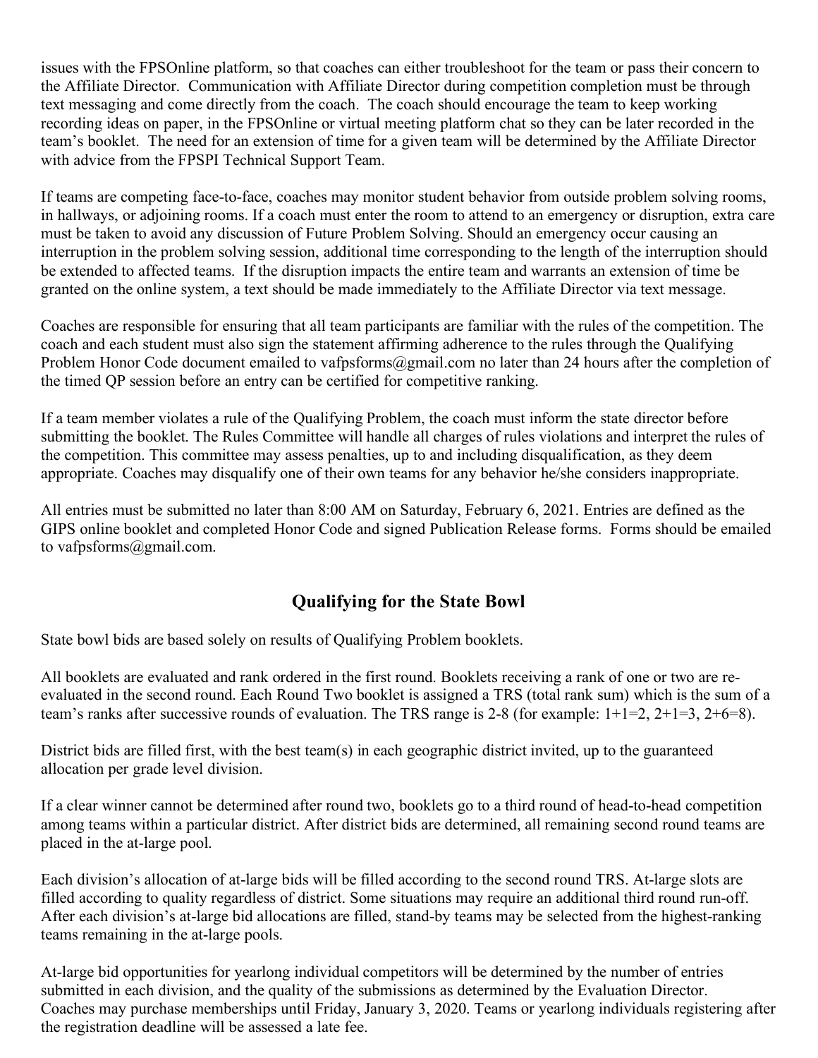issues with the FPSOnline platform, so that coaches can either troubleshoot for the team or pass their concern to the Affiliate Director. Communication with Affiliate Director during competition completion must be through text messaging and come directly from the coach. The coach should encourage the team to keep working recording ideas on paper, in the FPSOnline or virtual meeting platform chat so they can be later recorded in the team's booklet. The need for an extension of time for a given team will be determined by the Affiliate Director with advice from the FPSPI Technical Support Team.

If teams are competing face-to-face, coaches may monitor student behavior from outside problem solving rooms, in hallways, or adjoining rooms. If a coach must enter the room to attend to an emergency or disruption, extra care must be taken to avoid any discussion of Future Problem Solving. Should an emergency occur causing an interruption in the problem solving session, additional time corresponding to the length of the interruption should be extended to affected teams. If the disruption impacts the entire team and warrants an extension of time be granted on the online system, a text should be made immediately to the Affiliate Director via text message.

Coaches are responsible for ensuring that all team participants are familiar with the rules of the competition. The coach and each student must also sign the statement affirming adherence to the rules through the Qualifying Problem Honor Code document emailed to vafpsforms@gmail.com no later than 24 hours after the completion of the timed QP session before an entry can be certified for competitive ranking.

If a team member violates a rule of the Qualifying Problem, the coach must inform the state director before submitting the booklet. The Rules Committee will handle all charges of rules violations and interpret the rules of the competition. This committee may assess penalties, up to and including disqualification, as they deem appropriate. Coaches may disqualify one of their own teams for any behavior he/she considers inappropriate.

All entries must be submitted no later than 8:00 AM on Saturday, February 6, 2021. Entries are defined as the GIPS online booklet and completed Honor Code and signed Publication Release forms. Forms should be emailed to vafpsforms@gmail.com.

## Qualifying for the State Bowl

State bowl bids are based solely on results of Qualifying Problem booklets.

All booklets are evaluated and rank ordered in the first round. Booklets receiving a rank of one or two are re-evaluated in the second round. Each Round Two booklet is assigned a TRS (total rank sum) which is the sum of a team's ranks after successive rounds of evaluation. The TRS range is 2-8 (for example: 1+1=2, 2+1=3, 2+6=8).

District bids are filled first, with the best team(s) in each geographic district invited, up to the guaranteed allocation per grade level division.

If a clear winner cannot be determined after round two, booklets go to a third round of head-to-head competition among teams within a particular district. After district bids are determined, all remaining second round teams are placed in the at-large pool.

Each division's allocation of at-large bids will be filled according to the second round TRS. At-large slots are filled according to quality regardless of district. Some situations may require an additional third round run-off. After each division's at-large bid allocations are filled, stand-by teams may be selected from the highest-ranking teams remaining in the at-large pools.

At-large bid opportunities for yearlong individual competitors will be determined by the number of entries submitted in each division, and the quality of the submissions as determined by the Evaluation Director. Coaches may purchase memberships until Friday, January 3, 2020. Teams or yearlong individuals registering after the registration deadline will be assessed a late fee.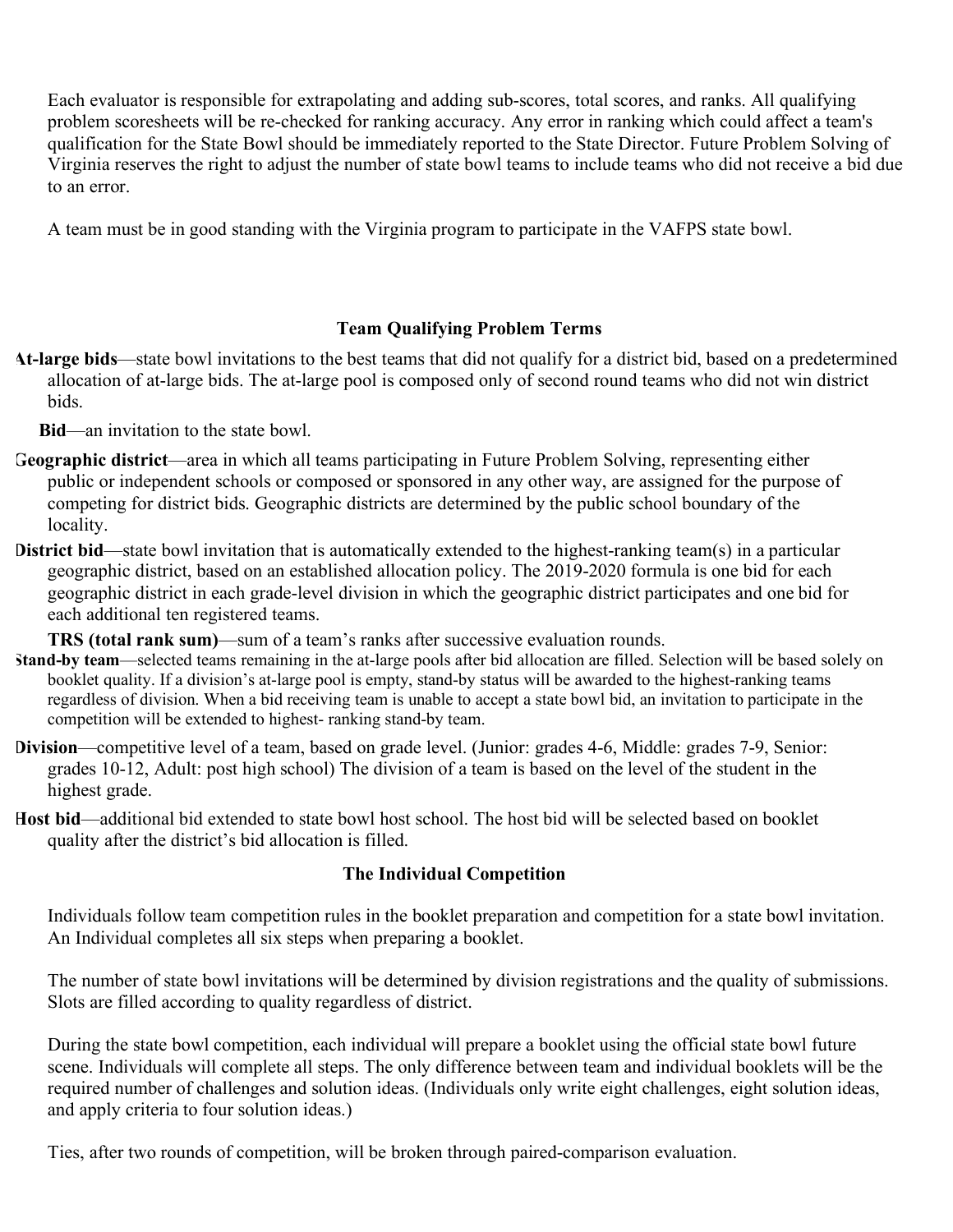Each evaluator is responsible for extrapolating and adding sub-scores, total scores, and ranks. All qualifying problem scoresheets will be re-checked for ranking accuracy. Any error in ranking which could affect a team's qualification for the State Bowl should be immediately reported to the State Director. Future Problem Solving of Virginia reserves the right to adjust the number of state bowl teams to include teams who did not receive a bid due to an error.

A team must be in good standing with the Virginia program to participate in the VAFPS state bowl.

### Team Qualifying Problem Terms

**At-large bids**—state bowl invitations to the best teams that did not qualify for a district bid, based on a predetermined allocation of at-large bids. The at-large pool is composed only of second round teams who did not win district bids.

**Bid**—an invitation to the state bowl.

**Geographic district**—area in which all teams participating in Future Problem Solving, representing either public or independent schools or composed or sponsored in any other way, are assigned for the purpose of competing for district bids. Geographic districts are determined by the public school boundary of the locality.

**District bid**—state bowl invitation that is automatically extended to the highest-ranking team(s) in a particular geographic district, based on an established allocation policy. The 2019-2020 formula is one bid for each geographic district in each grade-level division in which the geographic district participates and one bid for each additional ten registered teams.

**TRS (total rank sum)**—sum of a team's ranks after successive evaluation rounds.

**Stand-by team**—selected teams remaining in the at-large pools after bid allocation are filled. Selection will be based solely on booklet quality. If a division's at-large pool is empty, stand-by status will be awarded to the highest-ranking teams regardless of division. When a bid receiving team is unable to accept a state bowl bid, an invitation to participate in the competition will be extended to highest- ranking stand-by team.

**Division**—competitive level of a team, based on grade level. (Junior: grades 4-6, Middle: grades 7-9, Senior: grades 10-12, Adult: post high school) The division of a team is based on the level of the student in the highest grade.

**Host bid**—additional bid extended to state bowl host school. The host bid will be selected based on booklet quality after the district's bid allocation is filled.

### The Individual Competition

Individuals follow team competition rules in the booklet preparation and competition for a state bowl invitation. An Individual completes all six steps when preparing a booklet.

The number of state bowl invitations will be determined by division registrations and the quality of submissions. Slots are filled according to quality regardless of district.

During the state bowl competition, each individual will prepare a booklet using the official state bowl future scene. Individuals will complete all steps. The only difference between team and individual booklets will be the required number of challenges and solution ideas. (Individuals only write eight challenges, eight solution ideas, and apply criteria to four solution ideas.)

Ties, after two rounds of competition, will be broken through paired-comparison evaluation.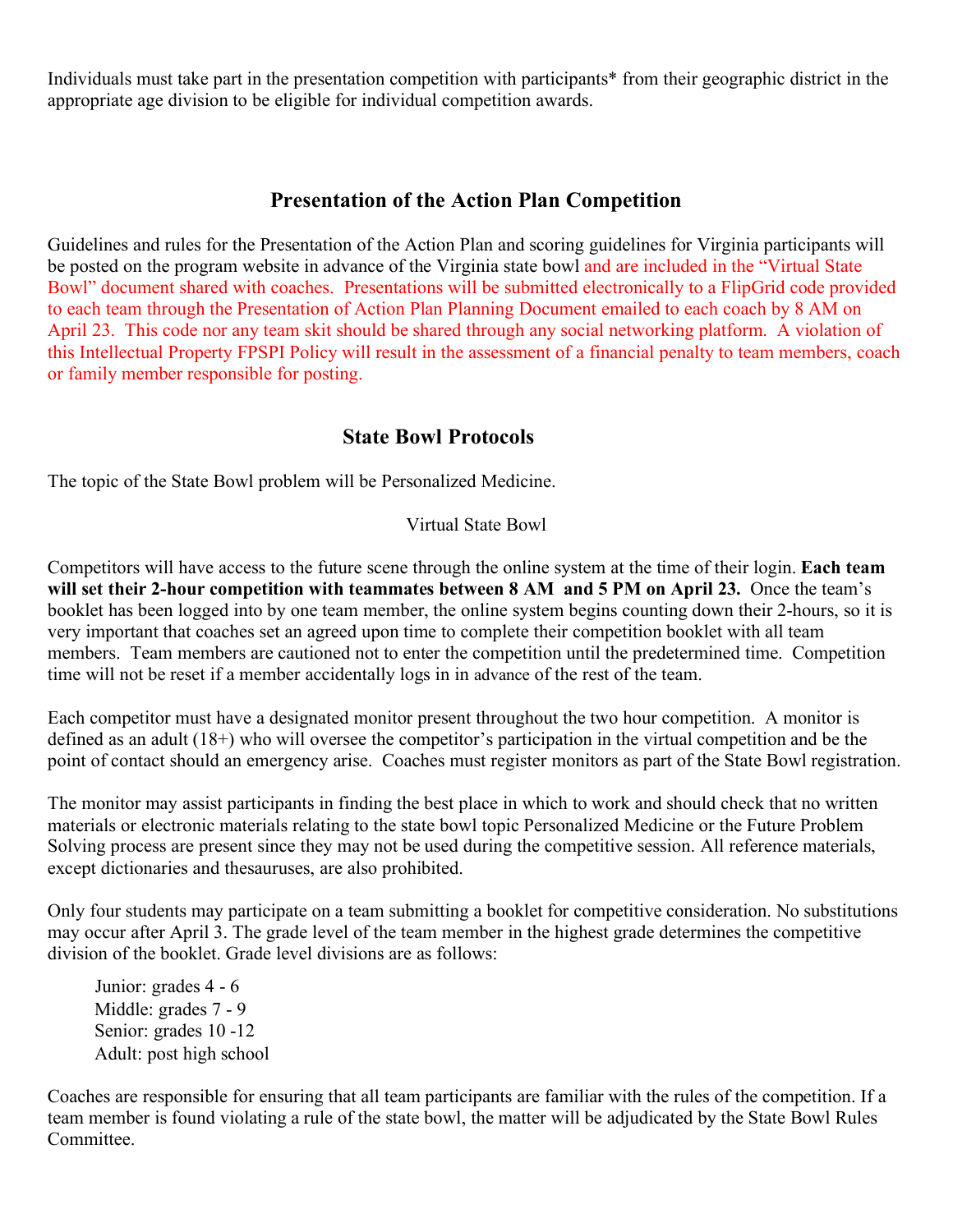Individuals must take part in the presentation competition with participants* from their geographic district in the appropriate age division to be eligible for individual competition awards.

## Presentation of the Action Plan Competition

Guidelines and rules for the Presentation of the Action Plan and scoring guidelines for Virginia participants will be posted on the program website in advance of the Virginia state bowl and are included in the "Virtual State Bowl" document shared with coaches. Presentations will be submitted electronically to a FlipGrid code provided to each team through the Presentation of Action Plan Planning Document emailed to each coach by 8 AM on April 23. This code nor any team skit should be shared through any social networking platform. A violation of this Intellectual Property FPSPI Policy will result in the assessment of a financial penalty to team members, coach or family member responsible for posting.

## State Bowl Protocols

The topic of the State Bowl problem will be Personalized Medicine.

### Virtual State Bowl

Competitors will have access to the future scene through the online system at the time of their login. **Each team will set their 2-hour competition with teammates between 8 AM and 5 PM on April 23.** Once the team's booklet has been logged into by one team member, the online system begins counting down their 2-hours, so it is very important that coaches set an agreed upon time to complete their competition booklet with all team members. Team members are cautioned not to enter the competition until the predetermined time. Competition time will not be reset if a member accidentally logs in in advance of the rest of the team.

Each competitor must have a designated monitor present throughout the two hour competition. A monitor is defined as an adult (18+) who will oversee the competitor's participation in the virtual competition and be the point of contact should an emergency arise. Coaches must register monitors as part of the State Bowl registration.

The monitor may assist participants in finding the best place in which to work and should check that no written materials or electronic materials relating to the state bowl topic Personalized Medicine or the Future Problem Solving process are present since they may not be used during the competitive session. All reference materials, except dictionaries and thesauruses, are also prohibited.

Only four students may participate on a team submitting a booklet for competitive consideration. No substitutions may occur after April 3. The grade level of the team member in the highest grade determines the competitive division of the booklet. Grade level divisions are as follows:

- Junior: grades 4 - 6
- Middle: grades 7 - 9
- Senior: grades 10 -12
- Adult: post high school

Coaches are responsible for ensuring that all team participants are familiar with the rules of the competition. If a team member is found violating a rule of the state bowl, the matter will be adjudicated by the State Bowl Rules Committee.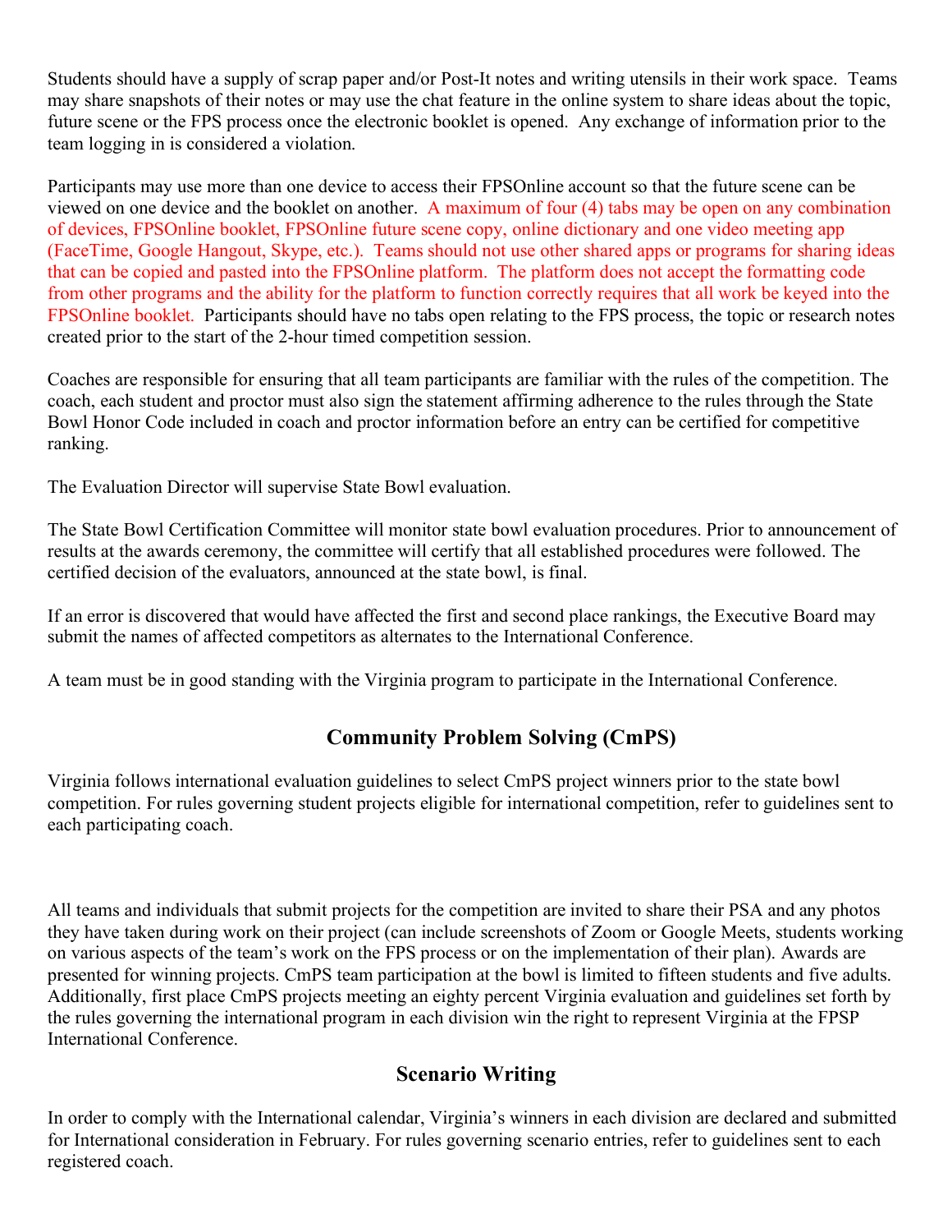Students should have a supply of scrap paper and/or Post-It notes and writing utensils in their work space. Teams may share snapshots of their notes or may use the chat feature in the online system to share ideas about the topic, future scene or the FPS process once the electronic booklet is opened. Any exchange of information prior to the team logging in is considered a violation.

Participants may use more than one device to access their FPSOnline account so that the future scene can be viewed on one device and the booklet on another. A maximum of four (4) tabs may be open on any combination of devices, FPSOnline booklet, FPSOnline future scene copy, online dictionary and one video meeting app (FaceTime, Google Hangout, Skype, etc.). Teams should not use other shared apps or programs for sharing ideas that can be copied and pasted into the FPSOnline platform. The platform does not accept the formatting code from other programs and the ability for the platform to function correctly requires that all work be keyed into the FPSOnline booklet. Participants should have no tabs open relating to the FPS process, the topic or research notes created prior to the start of the 2-hour timed competition session.

Coaches are responsible for ensuring that all team participants are familiar with the rules of the competition. The coach, each student and proctor must also sign the statement affirming adherence to the rules through the State Bowl Honor Code included in coach and proctor information before an entry can be certified for competitive ranking.

The Evaluation Director will supervise State Bowl evaluation.

The State Bowl Certification Committee will monitor state bowl evaluation procedures. Prior to announcement of results at the awards ceremony, the committee will certify that all established procedures were followed. The certified decision of the evaluators, announced at the state bowl, is final.

If an error is discovered that would have affected the first and second place rankings, the Executive Board may submit the names of affected competitors as alternates to the International Conference.

A team must be in good standing with the Virginia program to participate in the International Conference.

## Community Problem Solving (CmPS)

Virginia follows international evaluation guidelines to select CmPS project winners prior to the state bowl competition. For rules governing student projects eligible for international competition, refer to guidelines sent to each participating coach.

All teams and individuals that submit projects for the competition are invited to share their PSA and any photos they have taken during work on their project (can include screenshots of Zoom or Google Meets, students working on various aspects of the team's work on the FPS process or on the implementation of their plan). Awards are presented for winning projects. CmPS team participation at the bowl is limited to fifteen students and five adults. Additionally, first place CmPS projects meeting an eighty percent Virginia evaluation and guidelines set forth by the rules governing the international program in each division win the right to represent Virginia at the FPSP International Conference.

## Scenario Writing

In order to comply with the International calendar, Virginia's winners in each division are declared and submitted for International consideration in February. For rules governing scenario entries, refer to guidelines sent to each registered coach.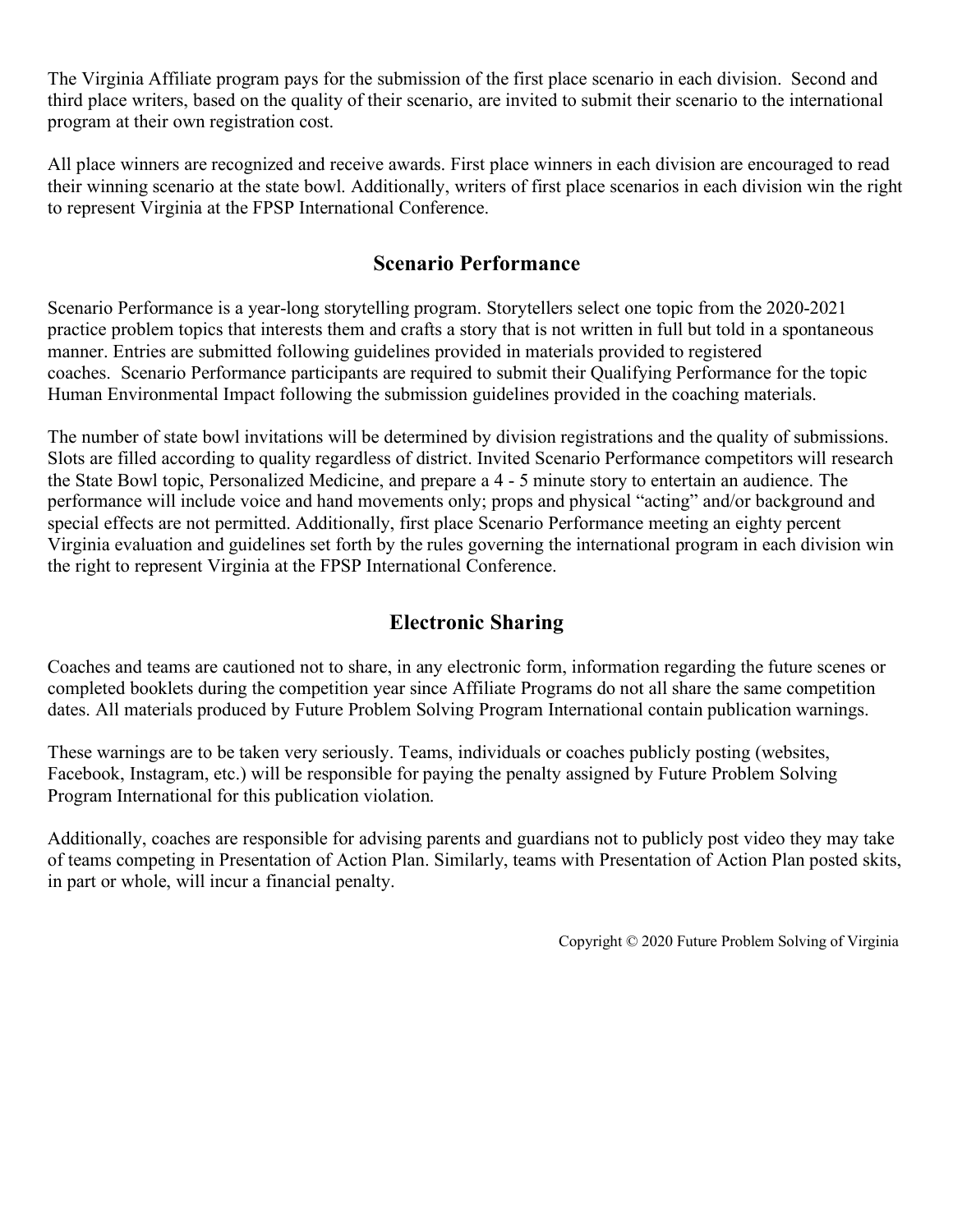The Virginia Affiliate program pays for the submission of the first place scenario in each division. Second and third place writers, based on the quality of their scenario, are invited to submit their scenario to the international program at their own registration cost.

All place winners are recognized and receive awards. First place winners in each division are encouraged to read their winning scenario at the state bowl. Additionally, writers of first place scenarios in each division win the right to represent Virginia at the FPSP International Conference.

## Scenario Performance

Scenario Performance is a year-long storytelling program. Storytellers select one topic from the 2020-2021 practice problem topics that interests them and crafts a story that is not written in full but told in a spontaneous manner. Entries are submitted following guidelines provided in materials provided to registered coaches. Scenario Performance participants are required to submit their Qualifying Performance for the topic Human Environmental Impact following the submission guidelines provided in the coaching materials.

The number of state bowl invitations will be determined by division registrations and the quality of submissions. Slots are filled according to quality regardless of district. Invited Scenario Performance competitors will research the State Bowl topic, Personalized Medicine, and prepare a 4 - 5 minute story to entertain an audience. The performance will include voice and hand movements only; props and physical "acting" and/or background and special effects are not permitted. Additionally, first place Scenario Performance meeting an eighty percent Virginia evaluation and guidelines set forth by the rules governing the international program in each division win the right to represent Virginia at the FPSP International Conference.

## Electronic Sharing

Coaches and teams are cautioned not to share, in any electronic form, information regarding the future scenes or completed booklets during the competition year since Affiliate Programs do not all share the same competition dates. All materials produced by Future Problem Solving Program International contain publication warnings.

These warnings are to be taken very seriously. Teams, individuals or coaches publicly posting (websites, Facebook, Instagram, etc.) will be responsible for paying the penalty assigned by Future Problem Solving Program International for this publication violation.

Additionally, coaches are responsible for advising parents and guardians not to publicly post video they may take of teams competing in Presentation of Action Plan. Similarly, teams with Presentation of Action Plan posted skits, in part or whole, will incur a financial penalty.

Copyright © 2020 Future Problem Solving of Virginia